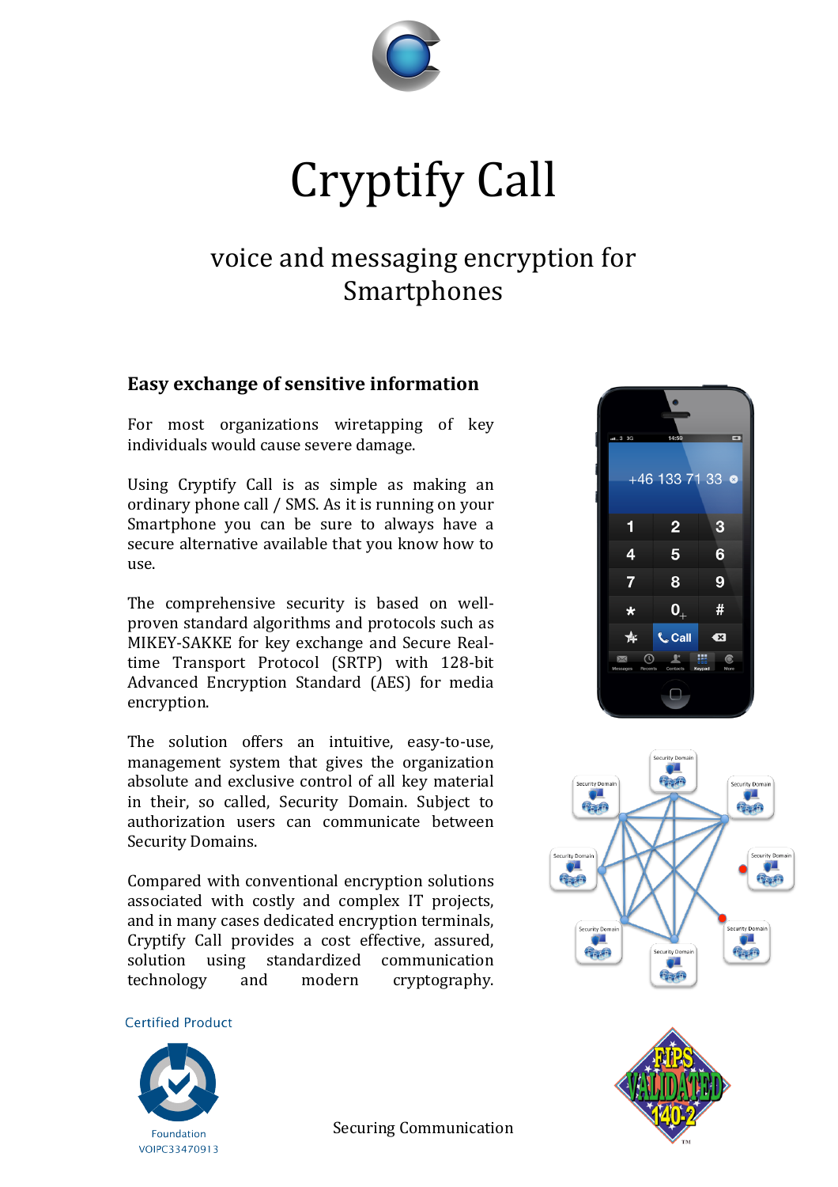# Cryptify Call

## voice and messaging encryption for Smartphones

### Easy exchange of sensitive information

For most organizations wiretapping of key individuals would cause severe damage.

Using Cryptify Call is as simple as making an ordinary phone call / SMS. As it is running on your Smartphone you can be sure to always have a secure alternative available that you know how to use.

The comprehensive security is based on well-proven standard algorithms and protocols such as MIKEY-SAKKE for key exchange and Secure Real-time Transport Protocol (SRTP) with 128-bit Advanced Encryption Standard (AES) for media encryption.

The solution offers an intuitive, easy-to-use, management system that gives the organization absolute and exclusive control of all key material in their, so called, Security Domain. Subject to authorization users can communicate between Security Domains.

Compared with conventional encryption solutions associated with costly and complex IT projects, and in many cases dedicated encryption terminals, Cryptify Call provides a cost effective, assured, solution using standardized communication technology and modern cryptography.

Certified Product

Foundation
VOIPC33470913

Securing Communication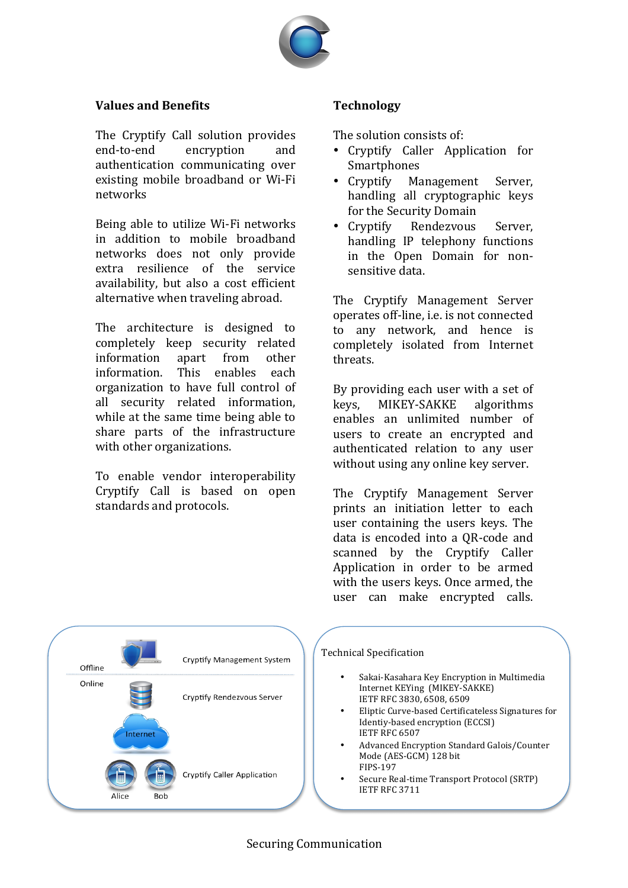## Values and Benefits

The Cryptify Call solution provides end-to-end encryption and authentication communicating over existing mobile broadband or Wi-Fi networks

Being able to utilize Wi-Fi networks in addition to mobile broadband networks does not only provide extra resilience of the service availability, but also a cost efficient alternative when traveling abroad.

The architecture is designed to completely keep security related information apart from other information. This enables each organization to have full control of all security related information, while at the same time being able to share parts of the infrastructure with other organizations.

To enable vendor interoperability Cryptify Call is based on open standards and protocols.

## Technology

The solution consists of:

- Cryptify Caller Application for Smartphones
- Cryptify Management Server, handling all cryptographic keys for the Security Domain
- Cryptify Rendezvous Server, handling IP telephony functions in the Open Domain for non-sensitive data.

The Cryptify Management Server operates off-line, i.e. is not connected to any network, and hence is completely isolated from Internet threats.

By providing each user with a set of keys, MIKEY-SAKKE algorithms enables an unlimited number of users to create an encrypted and authenticated relation to any user without using any online key server.

The Cryptify Management Server prints an initiation letter to each user containing the users keys. The data is encoded into a QR-code and scanned by the Cryptify Caller Application in order to be armed with the users keys. Once armed, the user can make encrypted calls.

Offline

Cryptify Management System

Online

Cryptify Rendezvous Server

Internet

Cryptify Caller Application

Alice

Bob

Technical Specification

- Sakai-Kasahara Key Encryption in Multimedia Internet KEYing (MIKEY-SAKKE) IETF RFC 3830, 6508, 6509
- Eliptic Curve-based Certificateless Signatures for Identiy-based encryption (ECCSI) IETF RFC 6507
- Advanced Encryption Standard Galois/Counter Mode (AES-GCM) 128 bit FIPS-197
- Secure Real-time Transport Protocol (SRTP) IETF RFC 3711

Securing Communication